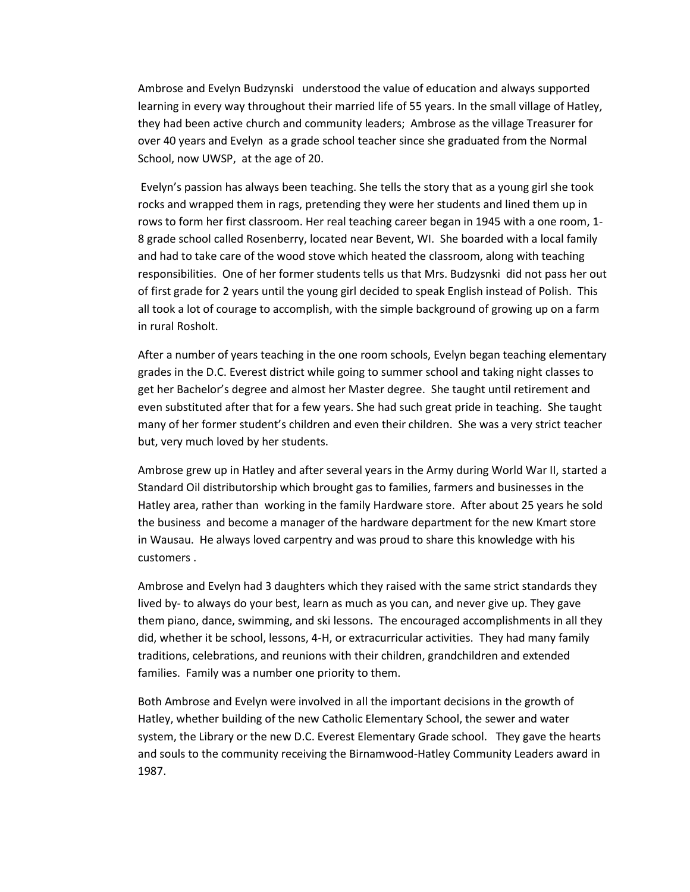Ambrose and Evelyn Budzynski understood the value of education and always supported learning in every way throughout their married life of 55 years. In the small village of Hatley, they had been active church and community leaders; Ambrose as the village Treasurer for over 40 years and Evelyn as a grade school teacher since she graduated from the Normal School, now UWSP, at the age of 20.

Evelyn's passion has always been teaching. She tells the story that as a young girl she took rocks and wrapped them in rags, pretending they were her students and lined them up in rows to form her first classroom. Her real teaching career began in 1945 with a one room, 1-8 grade school called Rosenberry, located near Bevent, WI. She boarded with a local family and had to take care of the wood stove which heated the classroom, along with teaching responsibilities. One of her former students tells us that Mrs. Budzysnki did not pass her out of first grade for 2 years until the young girl decided to speak English instead of Polish. This all took a lot of courage to accomplish, with the simple background of growing up on a farm in rural Rosholt.

After a number of years teaching in the one room schools, Evelyn began teaching elementary grades in the D.C. Everest district while going to summer school and taking night classes to get her Bachelor's degree and almost her Master degree. She taught until retirement and even substituted after that for a few years. She had such great pride in teaching. She taught many of her former student's children and even their children. She was a very strict teacher but, very much loved by her students.

Ambrose grew up in Hatley and after several years in the Army during World War II, started a Standard Oil distributorship which brought gas to families, farmers and businesses in the Hatley area, rather than working in the family Hardware store. After about 25 years he sold the business and become a manager of the hardware department for the new Kmart store in Wausau. He always loved carpentry and was proud to share this knowledge with his customers .

Ambrose and Evelyn had 3 daughters which they raised with the same strict standards they lived by- to always do your best, learn as much as you can, and never give up. They gave them piano, dance, swimming, and ski lessons. The encouraged accomplishments in all they did, whether it be school, lessons, 4-H, or extracurricular activities. They had many family traditions, celebrations, and reunions with their children, grandchildren and extended families. Family was a number one priority to them.

Both Ambrose and Evelyn were involved in all the important decisions in the growth of Hatley, whether building of the new Catholic Elementary School, the sewer and water system, the Library or the new D.C. Everest Elementary Grade school. They gave the hearts and souls to the community receiving the Birnamwood-Hatley Community Leaders award in 1987.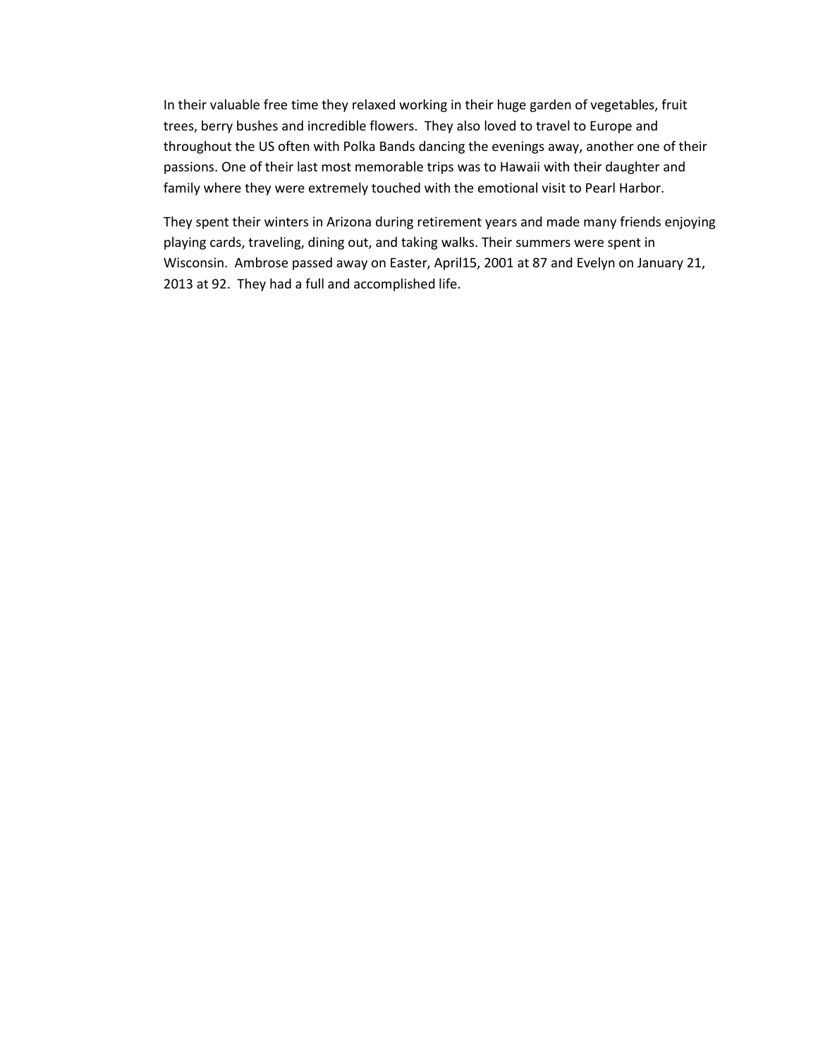In their valuable free time they relaxed working in their huge garden of vegetables, fruit trees, berry bushes and incredible flowers. They also loved to travel to Europe and throughout the US often with Polka Bands dancing the evenings away, another one of their passions. One of their last most memorable trips was to Hawaii with their daughter and family where they were extremely touched with the emotional visit to Pearl Harbor.

They spent their winters in Arizona during retirement years and made many friends enjoying playing cards, traveling, dining out, and taking walks. Their summers were spent in Wisconsin. Ambrose passed away on Easter, April15, 2001 at 87 and Evelyn on January 21, 2013 at 92. They had a full and accomplished life.